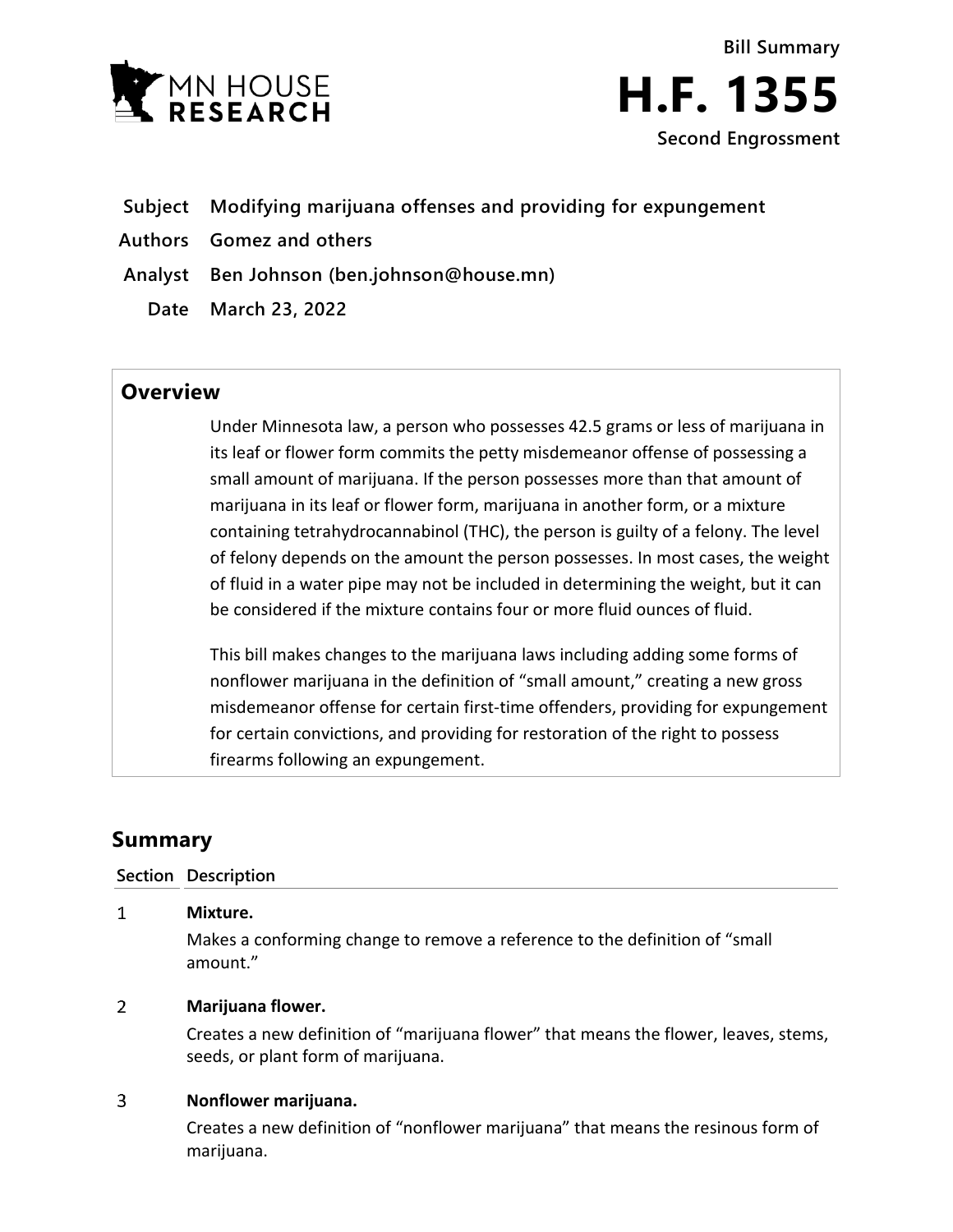MN HOUSE RESEARCH

Bill Summary

# H.F. 1355

Second Engrossment

**Subject** Modifying marijuana offenses and providing for expungement

**Authors** Gomez and others

**Analyst** Ben Johnson (ben.johnson@house.mn)

**Date** March 23, 2022

## Overview

Under Minnesota law, a person who possesses 42.5 grams or less of marijuana in its leaf or flower form commits the petty misdemeanor offense of possessing a small amount of marijuana. If the person possesses more than that amount of marijuana in its leaf or flower form, marijuana in another form, or a mixture containing tetrahydrocannabinol (THC), the person is guilty of a felony. The level of felony depends on the amount the person possesses. In most cases, the weight of fluid in a water pipe may not be included in determining the weight, but it can be considered if the mixture contains four or more fluid ounces of fluid.

This bill makes changes to the marijuana laws including adding some forms of nonflower marijuana in the definition of "small amount," creating a new gross misdemeanor offense for certain first-time offenders, providing for expungement for certain convictions, and providing for restoration of the right to possess firearms following an expungement.

## Summary

| Section | Description |
|---|---|
| 1 | **Mixture.** Makes a conforming change to remove a reference to the definition of "small amount." |
| 2 | **Marijuana flower.** Creates a new definition of "marijuana flower" that means the flower, leaves, stems, seeds, or plant form of marijuana. |
| 3 | **Nonflower marijuana.** Creates a new definition of "nonflower marijuana" that means the resinous form of marijuana. |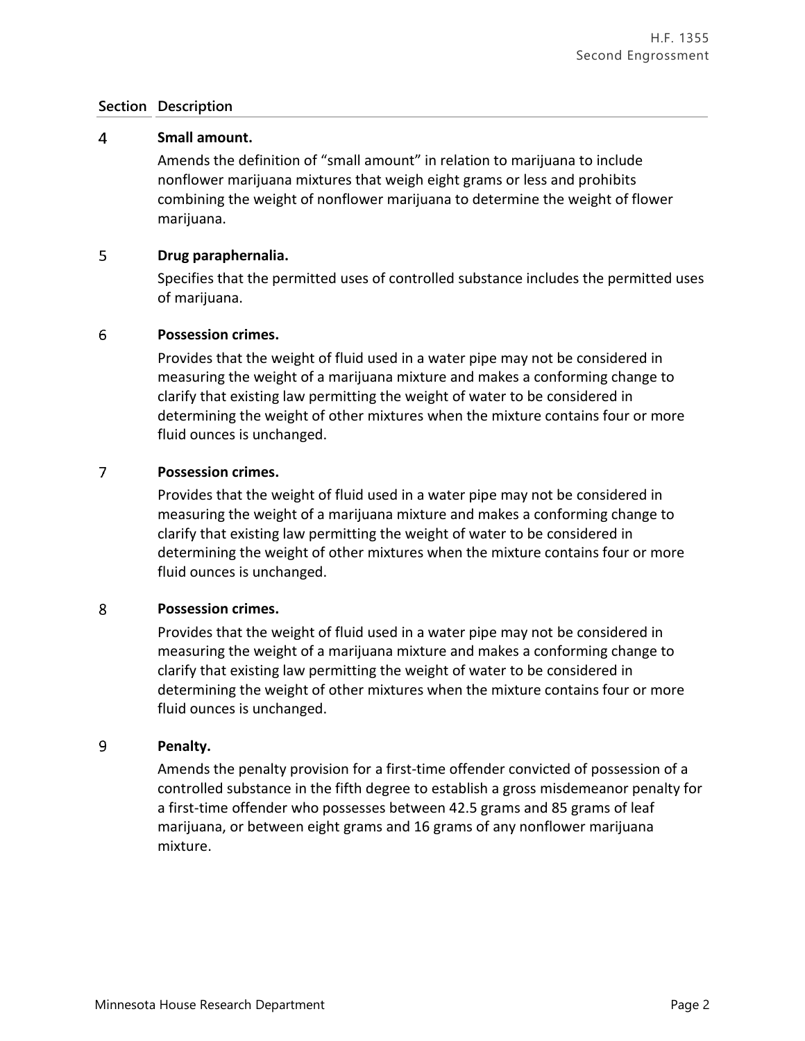| Section | Description |
|---|---|
| 4 | **Small amount.**<br>Amends the definition of "small amount" in relation to marijuana to include nonflower marijuana mixtures that weigh eight grams or less and prohibits combining the weight of nonflower marijuana to determine the weight of flower marijuana. |
| 5 | **Drug paraphernalia.**<br>Specifies that the permitted uses of controlled substance includes the permitted uses of marijuana. |
| 6 | **Possession crimes.**<br>Provides that the weight of fluid used in a water pipe may not be considered in measuring the weight of a marijuana mixture and makes a conforming change to clarify that existing law permitting the weight of water to be considered in determining the weight of other mixtures when the mixture contains four or more fluid ounces is unchanged. |
| 7 | **Possession crimes.**<br>Provides that the weight of fluid used in a water pipe may not be considered in measuring the weight of a marijuana mixture and makes a conforming change to clarify that existing law permitting the weight of water to be considered in determining the weight of other mixtures when the mixture contains four or more fluid ounces is unchanged. |
| 8 | **Possession crimes.**<br>Provides that the weight of fluid used in a water pipe may not be considered in measuring the weight of a marijuana mixture and makes a conforming change to clarify that existing law permitting the weight of water to be considered in determining the weight of other mixtures when the mixture contains four or more fluid ounces is unchanged. |
| 9 | **Penalty.**<br>Amends the penalty provision for a first-time offender convicted of possession of a controlled substance in the fifth degree to establish a gross misdemeanor penalty for a first-time offender who possesses between 42.5 grams and 85 grams of leaf marijuana, or between eight grams and 16 grams of any nonflower marijuana mixture. |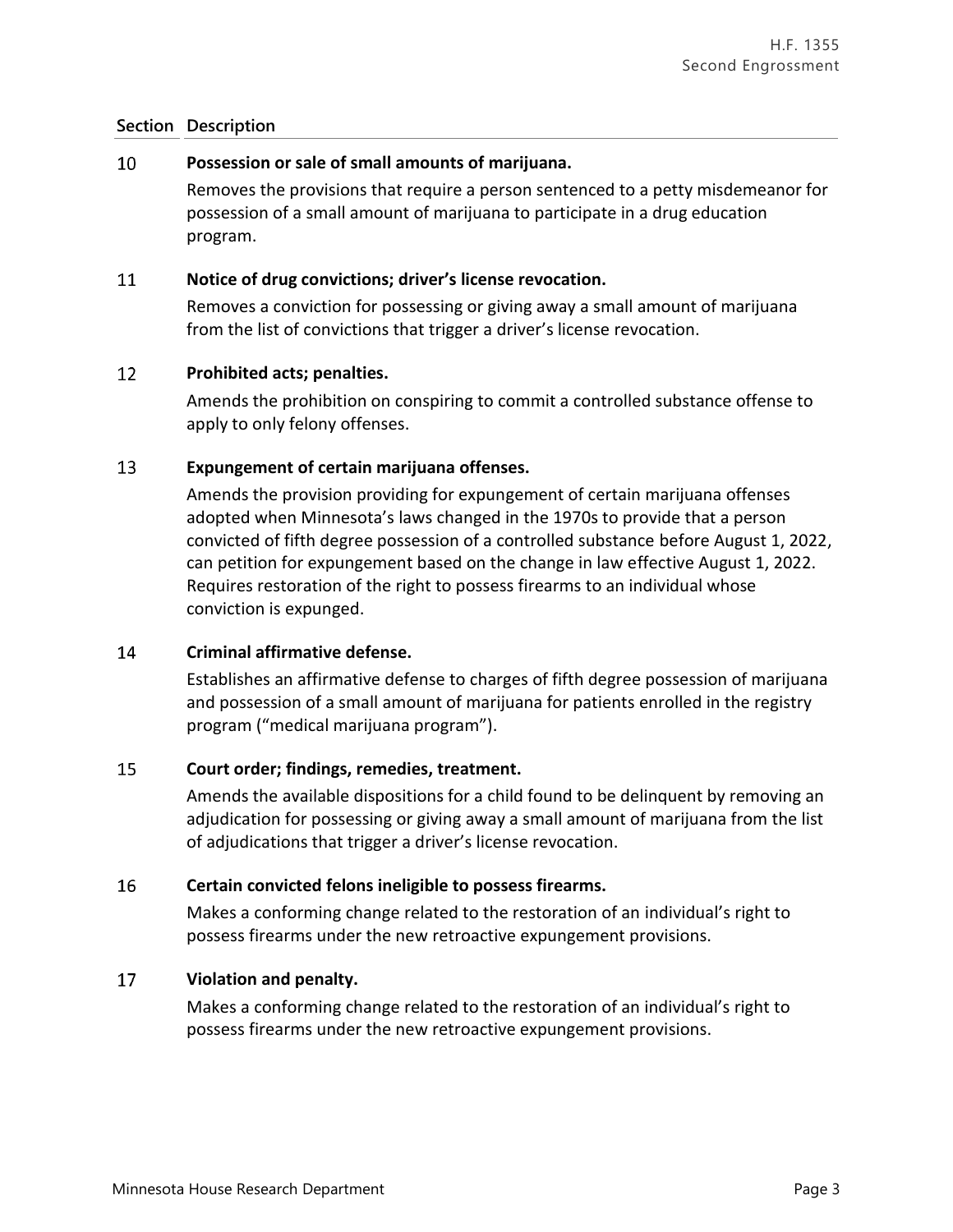| Section | Description |
|---|---|
| 10 | **Possession or sale of small amounts of marijuana.** Removes the provisions that require a person sentenced to a petty misdemeanor for possession of a small amount of marijuana to participate in a drug education program. |
| 11 | **Notice of drug convictions; driver's license revocation.** Removes a conviction for possessing or giving away a small amount of marijuana from the list of convictions that trigger a driver's license revocation. |
| 12 | **Prohibited acts; penalties.** Amends the prohibition on conspiring to commit a controlled substance offense to apply to only felony offenses. |
| 13 | **Expungement of certain marijuana offenses.** Amends the provision providing for expungement of certain marijuana offenses adopted when Minnesota's laws changed in the 1970s to provide that a person convicted of fifth degree possession of a controlled substance before August 1, 2022, can petition for expungement based on the change in law effective August 1, 2022. Requires restoration of the right to possess firearms to an individual whose conviction is expunged. |
| 14 | **Criminal affirmative defense.** Establishes an affirmative defense to charges of fifth degree possession of marijuana and possession of a small amount of marijuana for patients enrolled in the registry program ("medical marijuana program"). |
| 15 | **Court order; findings, remedies, treatment.** Amends the available dispositions for a child found to be delinquent by removing an adjudication for possessing or giving away a small amount of marijuana from the list of adjudications that trigger a driver's license revocation. |
| 16 | **Certain convicted felons ineligible to possess firearms.** Makes a conforming change related to the restoration of an individual's right to possess firearms under the new retroactive expungement provisions. |
| 17 | **Violation and penalty.** Makes a conforming change related to the restoration of an individual's right to possess firearms under the new retroactive expungement provisions. |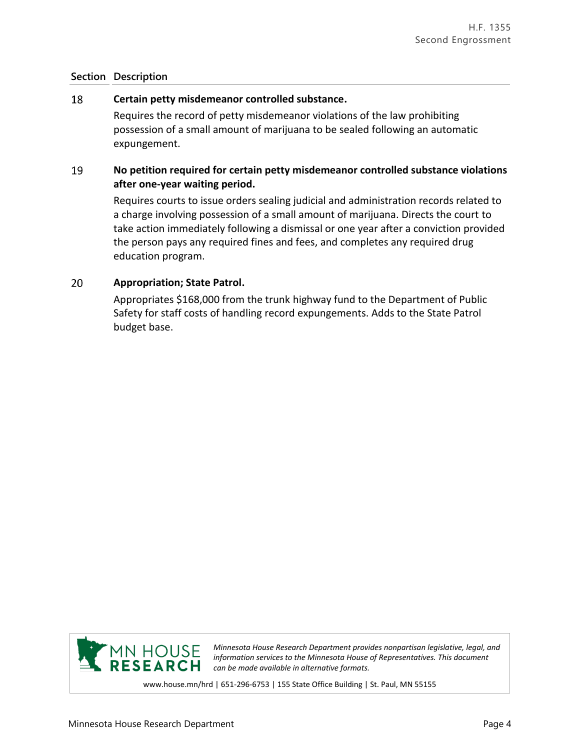| Section | Description |
|---|---|
| 18 | **Certain petty misdemeanor controlled substance.**<br>Requires the record of petty misdemeanor violations of the law prohibiting possession of a small amount of marijuana to be sealed following an automatic expungement. |
| 19 | **No petition required for certain petty misdemeanor controlled substance violations after one-year waiting period.**<br>Requires courts to issue orders sealing judicial and administration records related to a charge involving possession of a small amount of marijuana. Directs the court to take action immediately following a dismissal or one year after a conviction provided the person pays any required fines and fees, and completes any required drug education program. |
| 20 | **Appropriation; State Patrol.**<br>Appropriates $168,000 from the trunk highway fund to the Department of Public Safety for staff costs of handling record expungements. Adds to the State Patrol budget base. |

MN HOUSE RESEARCH

*Minnesota House Research Department provides nonpartisan legislative, legal, and information services to the Minnesota House of Representatives. This document can be made available in alternative formats.*

www.house.mn/hrd | 651-296-6753 | 155 State Office Building | St. Paul, MN 55155